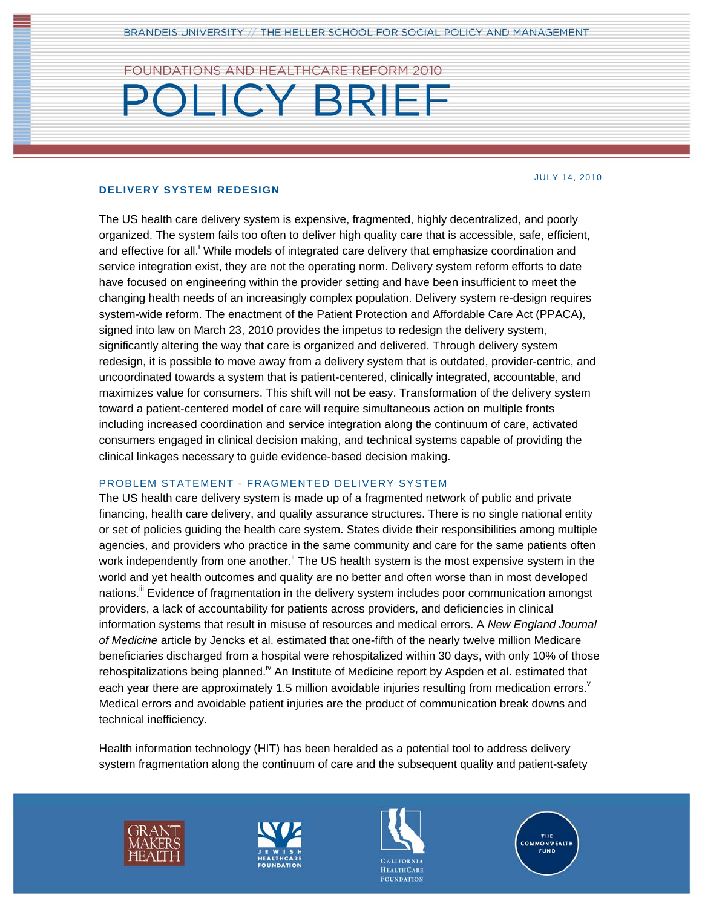BRANDEIS UNIVERSITY // THE HELLER SCHOOL FOR SOCIAL POLICY AND MANAGEMENT

FOUNDATIONS AND HEALTHCARE REFORM 2010

# POLICY BRIEF

JULY 14, 2010

## DELIVERY SYSTEM REDESIGN

The US health care delivery system is expensive, fragmented, highly decentralized, and poorly organized. The system fails too often to deliver high quality care that is accessible, safe, efficient, and effective for all.[i] While models of integrated care delivery that emphasize coordination and service integration exist, they are not the operating norm. Delivery system reform efforts to date have focused on engineering within the provider setting and have been insufficient to meet the changing health needs of an increasingly complex population. Delivery system re-design requires system-wide reform. The enactment of the Patient Protection and Affordable Care Act (PPACA), signed into law on March 23, 2010 provides the impetus to redesign the delivery system, significantly altering the way that care is organized and delivered. Through delivery system redesign, it is possible to move away from a delivery system that is outdated, provider-centric, and uncoordinated towards a system that is patient-centered, clinically integrated, accountable, and maximizes value for consumers. This shift will not be easy. Transformation of the delivery system toward a patient-centered model of care will require simultaneous action on multiple fronts including increased coordination and service integration along the continuum of care, activated consumers engaged in clinical decision making, and technical systems capable of providing the clinical linkages necessary to guide evidence-based decision making.

### PROBLEM STATEMENT - FRAGMENTED DELIVERY SYSTEM

The US health care delivery system is made up of a fragmented network of public and private financing, health care delivery, and quality assurance structures. There is no single national entity or set of policies guiding the health care system. States divide their responsibilities among multiple agencies, and providers who practice in the same community and care for the same patients often work independently from one another.[ii] The US health system is the most expensive system in the world and yet health outcomes and quality are no better and often worse than in most developed nations.[iii] Evidence of fragmentation in the delivery system includes poor communication amongst providers, a lack of accountability for patients across providers, and deficiencies in clinical information systems that result in misuse of resources and medical errors. A *New England Journal of Medicine* article by Jencks et al. estimated that one-fifth of the nearly twelve million Medicare beneficiaries discharged from a hospital were rehospitalized within 30 days, with only 10% of those rehospitalizations being planned.[iv] An Institute of Medicine report by Aspden et al. estimated that each year there are approximately 1.5 million avoidable injuries resulting from medication errors.[v] Medical errors and avoidable patient injuries are the product of communication break downs and technical inefficiency.

Health information technology (HIT) has been heralded as a potential tool to address delivery system fragmentation along the continuum of care and the subsequent quality and patient-safety

GRANT MAKERS IN HEALTH | JEWISH HEALTHCARE FOUNDATION | CALIFORNIA HEALTHCARE FOUNDATION | THE COMMONWEALTH FUND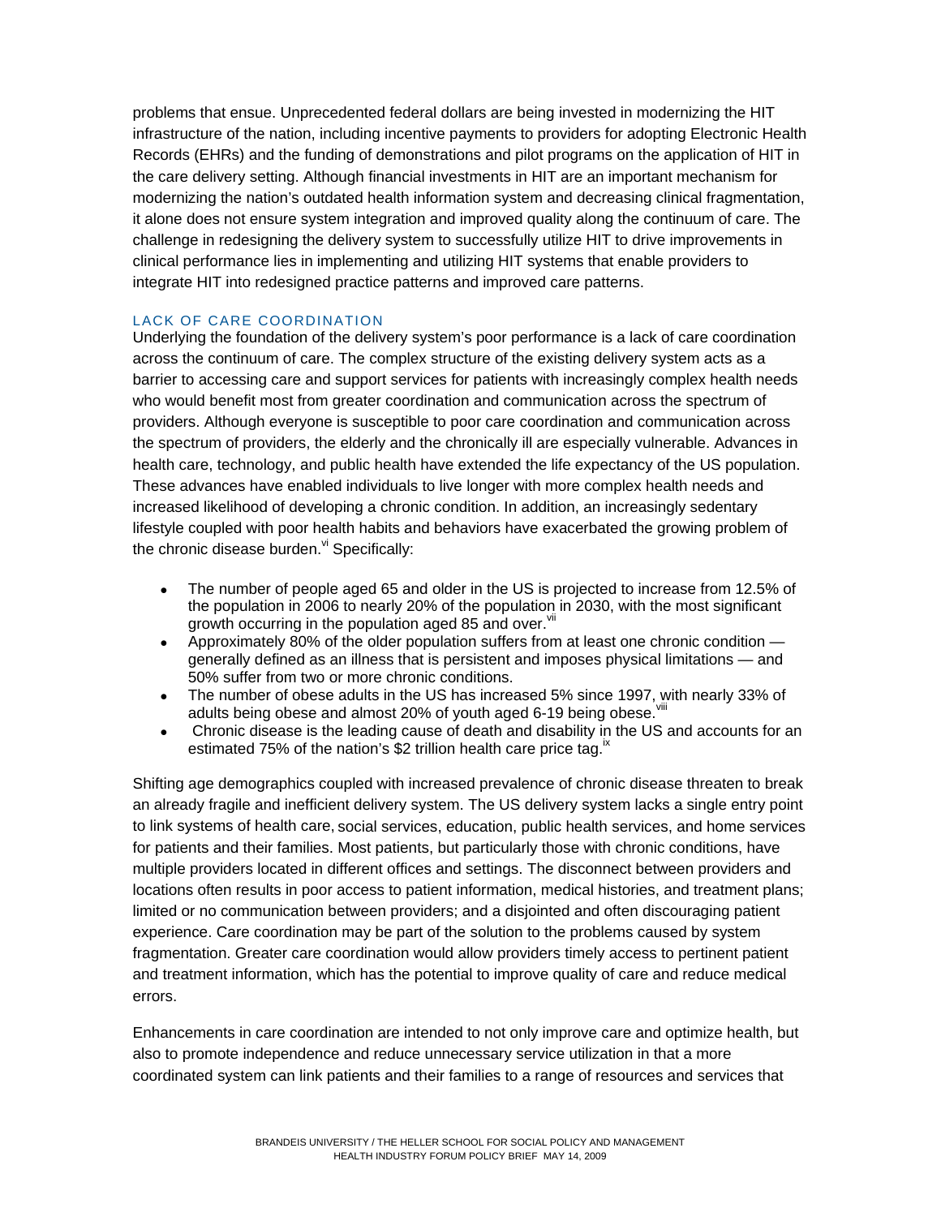problems that ensue. Unprecedented federal dollars are being invested in modernizing the HIT infrastructure of the nation, including incentive payments to providers for adopting Electronic Health Records (EHRs) and the funding of demonstrations and pilot programs on the application of HIT in the care delivery setting. Although financial investments in HIT are an important mechanism for modernizing the nation's outdated health information system and decreasing clinical fragmentation, it alone does not ensure system integration and improved quality along the continuum of care. The challenge in redesigning the delivery system to successfully utilize HIT to drive improvements in clinical performance lies in implementing and utilizing HIT systems that enable providers to integrate HIT into redesigned practice patterns and improved care patterns.

## LACK OF CARE COORDINATION

Underlying the foundation of the delivery system's poor performance is a lack of care coordination across the continuum of care. The complex structure of the existing delivery system acts as a barrier to accessing care and support services for patients with increasingly complex health needs who would benefit most from greater coordination and communication across the spectrum of providers. Although everyone is susceptible to poor care coordination and communication across the spectrum of providers, the elderly and the chronically ill are especially vulnerable. Advances in health care, technology, and public health have extended the life expectancy of the US population. These advances have enabled individuals to live longer with more complex health needs and increased likelihood of developing a chronic condition. In addition, an increasingly sedentary lifestyle coupled with poor health habits and behaviors have exacerbated the growing problem of the chronic disease burden.[vi] Specifically:

- The number of people aged 65 and older in the US is projected to increase from 12.5% of the population in 2006 to nearly 20% of the population in 2030, with the most significant growth occurring in the population aged 85 and over.[vii]
- Approximately 80% of the older population suffers from at least one chronic condition — generally defined as an illness that is persistent and imposes physical limitations — and 50% suffer from two or more chronic conditions.
- The number of obese adults in the US has increased 5% since 1997, with nearly 33% of adults being obese and almost 20% of youth aged 6-19 being obese.[viii]
- Chronic disease is the leading cause of death and disability in the US and accounts for an estimated 75% of the nation's $2 trillion health care price tag.[ix]

Shifting age demographics coupled with increased prevalence of chronic disease threaten to break an already fragile and inefficient delivery system. The US delivery system lacks a single entry point to link systems of health care, social services, education, public health services, and home services for patients and their families. Most patients, but particularly those with chronic conditions, have multiple providers located in different offices and settings. The disconnect between providers and locations often results in poor access to patient information, medical histories, and treatment plans; limited or no communication between providers; and a disjointed and often discouraging patient experience. Care coordination may be part of the solution to the problems caused by system fragmentation. Greater care coordination would allow providers timely access to pertinent patient and treatment information, which has the potential to improve quality of care and reduce medical errors.

Enhancements in care coordination are intended to not only improve care and optimize health, but also to promote independence and reduce unnecessary service utilization in that a more coordinated system can link patients and their families to a range of resources and services that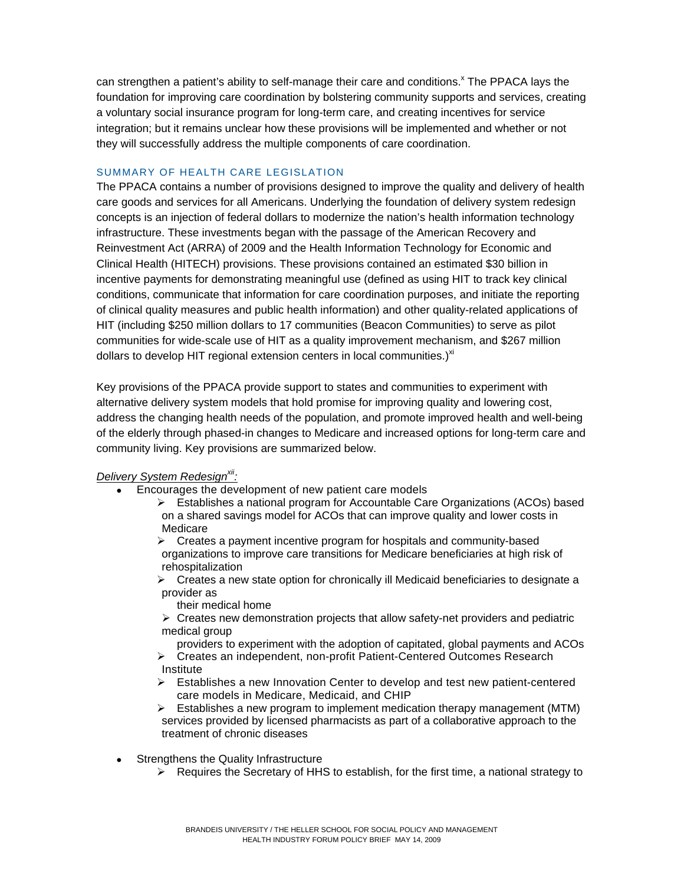can strengthen a patient's ability to self-manage their care and conditions.[x] The PPACA lays the foundation for improving care coordination by bolstering community supports and services, creating a voluntary social insurance program for long-term care, and creating incentives for service integration; but it remains unclear how these provisions will be implemented and whether or not they will successfully address the multiple components of care coordination.

## SUMMARY OF HEALTH CARE LEGISLATION

The PPACA contains a number of provisions designed to improve the quality and delivery of health care goods and services for all Americans. Underlying the foundation of delivery system redesign concepts is an injection of federal dollars to modernize the nation's health information technology infrastructure. These investments began with the passage of the American Recovery and Reinvestment Act (ARRA) of 2009 and the Health Information Technology for Economic and Clinical Health (HITECH) provisions. These provisions contained an estimated $30 billion in incentive payments for demonstrating meaningful use (defined as using HIT to track key clinical conditions, communicate that information for care coordination purposes, and initiate the reporting of clinical quality measures and public health information) and other quality-related applications of HIT (including $250 million dollars to 17 communities (Beacon Communities) to serve as pilot communities for wide-scale use of HIT as a quality improvement mechanism, and $267 million dollars to develop HIT regional extension centers in local communities.)[xi]

Key provisions of the PPACA provide support to states and communities to experiment with alternative delivery system models that hold promise for improving quality and lowering cost, address the changing health needs of the population, and promote improved health and well-being of the elderly through phased-in changes to Medicare and increased options for long-term care and community living. Key provisions are summarized below.

*Delivery System Redesign*[xii]*:*

- Encourages the development of new patient care models
  - Establishes a national program for Accountable Care Organizations (ACOs) based on a shared savings model for ACOs that can improve quality and lower costs in Medicare
  - Creates a payment incentive program for hospitals and community-based organizations to improve care transitions for Medicare beneficiaries at high risk of rehospitalization
  - Creates a new state option for chronically ill Medicaid beneficiaries to designate a provider as their medical home
  - Creates new demonstration projects that allow safety-net providers and pediatric medical group providers to experiment with the adoption of capitated, global payments and ACOs
  - Creates an independent, non-profit Patient-Centered Outcomes Research Institute
  - Establishes a new Innovation Center to develop and test new patient-centered care models in Medicare, Medicaid, and CHIP
  - Establishes a new program to implement medication therapy management (MTM) services provided by licensed pharmacists as part of a collaborative approach to the treatment of chronic diseases
- Strengthens the Quality Infrastructure
  - Requires the Secretary of HHS to establish, for the first time, a national strategy to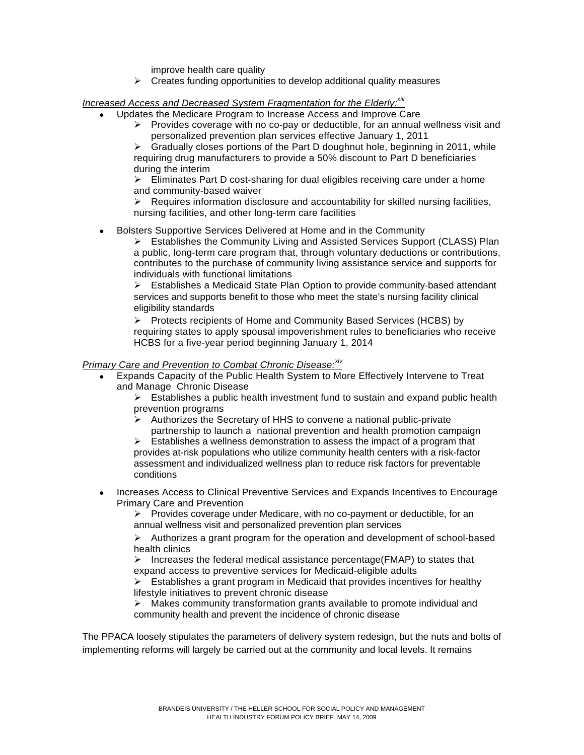improve health care quality

- Creates funding opportunities to develop additional quality measures

*Increased Access and Decreased System Fragmentation for the Elderly:*[xiii]

- Updates the Medicare Program to Increase Access and Improve Care
  - Provides coverage with no co-pay or deductible, for an annual wellness visit and personalized prevention plan services effective January 1, 2011
  - Gradually closes portions of the Part D doughnut hole, beginning in 2011, while requiring drug manufacturers to provide a 50% discount to Part D beneficiaries during the interim
  - Eliminates Part D cost-sharing for dual eligibles receiving care under a home and community-based waiver
  - Requires information disclosure and accountability for skilled nursing facilities, nursing facilities, and other long-term care facilities
- Bolsters Supportive Services Delivered at Home and in the Community
  - Establishes the Community Living and Assisted Services Support (CLASS) Plan a public, long-term care program that, through voluntary deductions or contributions, contributes to the purchase of community living assistance service and supports for individuals with functional limitations
  - Establishes a Medicaid State Plan Option to provide community-based attendant services and supports benefit to those who meet the state's nursing facility clinical eligibility standards
  - Protects recipients of Home and Community Based Services (HCBS) by requiring states to apply spousal impoverishment rules to beneficiaries who receive HCBS for a five-year period beginning January 1, 2014

*Primary Care and Prevention to Combat Chronic Disease:*[xiv]

- Expands Capacity of the Public Health System to More Effectively Intervene to Treat and Manage Chronic Disease
  - Establishes a public health investment fund to sustain and expand public health prevention programs
  - Authorizes the Secretary of HHS to convene a national public-private partnership to launch a national prevention and health promotion campaign
  - Establishes a wellness demonstration to assess the impact of a program that provides at-risk populations who utilize community health centers with a risk-factor assessment and individualized wellness plan to reduce risk factors for preventable conditions
- Increases Access to Clinical Preventive Services and Expands Incentives to Encourage Primary Care and Prevention
  - Provides coverage under Medicare, with no co-payment or deductible, for an annual wellness visit and personalized prevention plan services
  - Authorizes a grant program for the operation and development of school-based health clinics
  - Increases the federal medical assistance percentage(FMAP) to states that expand access to preventive services for Medicaid-eligible adults
  - Establishes a grant program in Medicaid that provides incentives for healthy lifestyle initiatives to prevent chronic disease
  - Makes community transformation grants available to promote individual and community health and prevent the incidence of chronic disease

The PPACA loosely stipulates the parameters of delivery system redesign, but the nuts and bolts of implementing reforms will largely be carried out at the community and local levels. It remains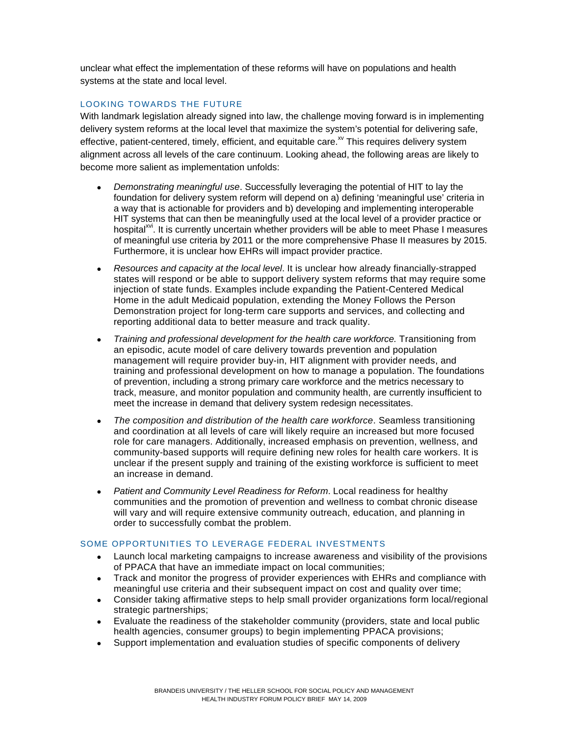unclear what effect the implementation of these reforms will have on populations and health systems at the state and local level.

## LOOKING TOWARDS THE FUTURE

With landmark legislation already signed into law, the challenge moving forward is in implementing delivery system reforms at the local level that maximize the system's potential for delivering safe, effective, patient-centered, timely, efficient, and equitable care.[xv] This requires delivery system alignment across all levels of the care continuum. Looking ahead, the following areas are likely to become more salient as implementation unfolds:

- *Demonstrating meaningful use*. Successfully leveraging the potential of HIT to lay the foundation for delivery system reform will depend on a) defining 'meaningful use' criteria in a way that is actionable for providers and b) developing and implementing interoperable HIT systems that can then be meaningfully used at the local level of a provider practice or hospital[xvi]. It is currently uncertain whether providers will be able to meet Phase I measures of meaningful use criteria by 2011 or the more comprehensive Phase II measures by 2015. Furthermore, it is unclear how EHRs will impact provider practice.

- *Resources and capacity at the local level*. It is unclear how already financially-strapped states will respond or be able to support delivery system reforms that may require some injection of state funds. Examples include expanding the Patient-Centered Medical Home in the adult Medicaid population, extending the Money Follows the Person Demonstration project for long-term care supports and services, and collecting and reporting additional data to better measure and track quality.

- *Training and professional development for the health care workforce.* Transitioning from an episodic, acute model of care delivery towards prevention and population management will require provider buy-in, HIT alignment with provider needs, and training and professional development on how to manage a population. The foundations of prevention, including a strong primary care workforce and the metrics necessary to track, measure, and monitor population and community health, are currently insufficient to meet the increase in demand that delivery system redesign necessitates.

- *The composition and distribution of the health care workforce*. Seamless transitioning and coordination at all levels of care will likely require an increased but more focused role for care managers. Additionally, increased emphasis on prevention, wellness, and community-based supports will require defining new roles for health care workers. It is unclear if the present supply and training of the existing workforce is sufficient to meet an increase in demand.

- *Patient and Community Level Readiness for Reform*. Local readiness for healthy communities and the promotion of prevention and wellness to combat chronic disease will vary and will require extensive community outreach, education, and planning in order to successfully combat the problem.

## SOME OPPORTUNITIES TO LEVERAGE FEDERAL INVESTMENTS

- Launch local marketing campaigns to increase awareness and visibility of the provisions of PPACA that have an immediate impact on local communities;
- Track and monitor the progress of provider experiences with EHRs and compliance with meaningful use criteria and their subsequent impact on cost and quality over time;
- Consider taking affirmative steps to help small provider organizations form local/regional strategic partnerships;
- Evaluate the readiness of the stakeholder community (providers, state and local public health agencies, consumer groups) to begin implementing PPACA provisions;
- Support implementation and evaluation studies of specific components of delivery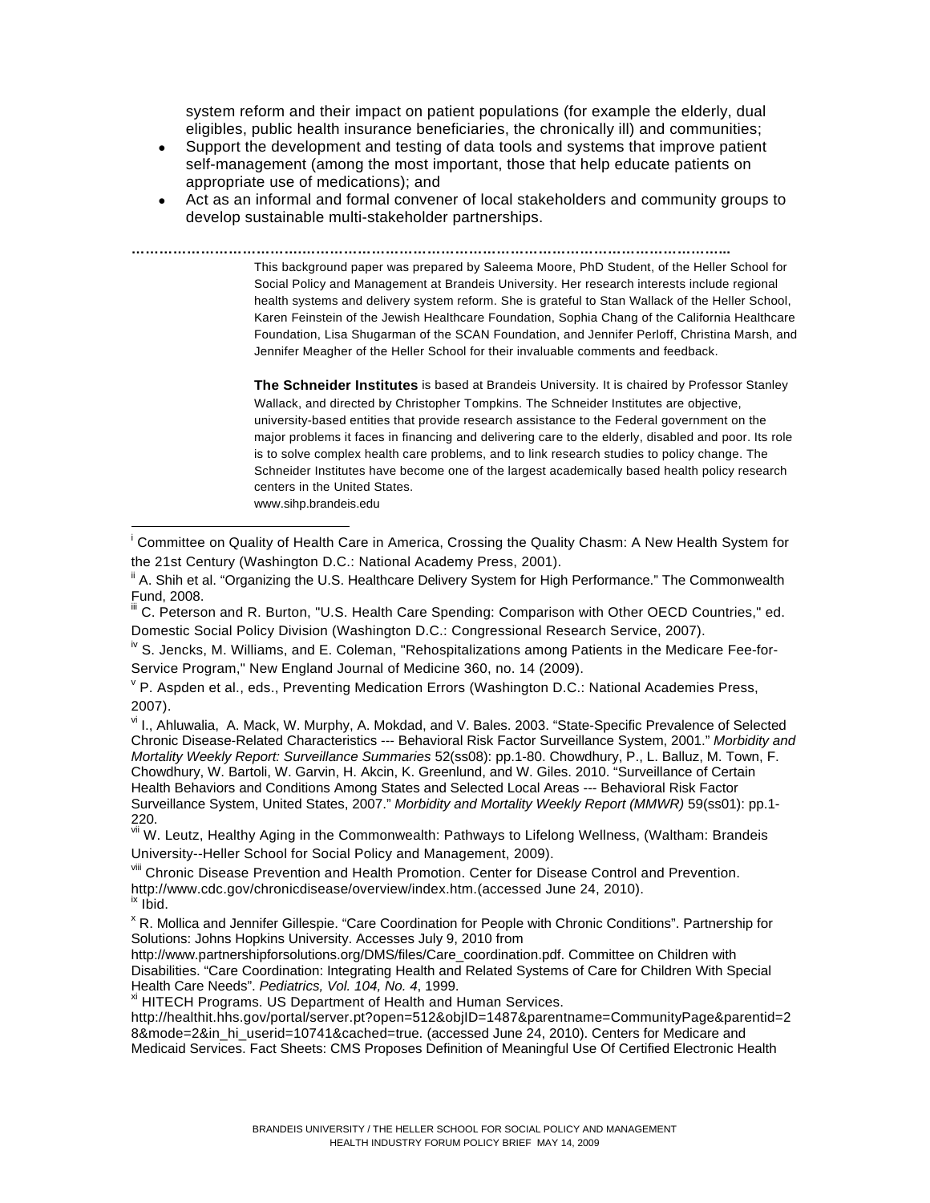system reform and their impact on patient populations (for example the elderly, dual eligibles, public health insurance beneficiaries, the chronically ill) and communities;

- Support the development and testing of data tools and systems that improve patient self-management (among the most important, those that help educate patients on appropriate use of medications); and
- Act as an informal and formal convener of local stakeholders and community groups to develop sustainable multi-stakeholder partnerships.

……………………………………………………………………………………………………………..

This background paper was prepared by Saleema Moore, PhD Student, of the Heller School for Social Policy and Management at Brandeis University. Her research interests include regional health systems and delivery system reform. She is grateful to Stan Wallack of the Heller School, Karen Feinstein of the Jewish Healthcare Foundation, Sophia Chang of the California Healthcare Foundation, Lisa Shugarman of the SCAN Foundation, and Jennifer Perloff, Christina Marsh, and Jennifer Meagher of the Heller School for their invaluable comments and feedback.

**The Schneider Institutes** is based at Brandeis University. It is chaired by Professor Stanley Wallack, and directed by Christopher Tompkins. The Schneider Institutes are objective, university-based entities that provide research assistance to the Federal government on the major problems it faces in financing and delivering care to the elderly, disabled and poor. Its role is to solve complex health care problems, and to link research studies to policy change. The Schneider Institutes have become one of the largest academically based health policy research centers in the United States.
www.sihp.brandeis.edu

---

[i] Committee on Quality of Health Care in America, Crossing the Quality Chasm: A New Health System for the 21st Century (Washington D.C.: National Academy Press, 2001).

[ii] A. Shih et al. "Organizing the U.S. Healthcare Delivery System for High Performance." The Commonwealth Fund, 2008.

[iii] C. Peterson and R. Burton, "U.S. Health Care Spending: Comparison with Other OECD Countries," ed. Domestic Social Policy Division (Washington D.C.: Congressional Research Service, 2007).

[iv] S. Jencks, M. Williams, and E. Coleman, "Rehospitalizations among Patients in the Medicare Fee-for-Service Program," New England Journal of Medicine 360, no. 14 (2009).

[v] P. Aspden et al., eds., Preventing Medication Errors (Washington D.C.: National Academies Press, 2007).

[vi] I., Ahluwalia, A. Mack, W. Murphy, A. Mokdad, and V. Bales. 2003. "State-Specific Prevalence of Selected Chronic Disease-Related Characteristics --- Behavioral Risk Factor Surveillance System, 2001." *Morbidity and Mortality Weekly Report: Surveillance Summaries* 52(ss08): pp.1-80. Chowdhury, P., L. Balluz, M. Town, F. Chowdhury, W. Bartoli, W. Garvin, H. Akcin, K. Greenlund, and W. Giles. 2010. "Surveillance of Certain Health Behaviors and Conditions Among States and Selected Local Areas --- Behavioral Risk Factor Surveillance System, United States, 2007." *Morbidity and Mortality Weekly Report (MMWR)* 59(ss01): pp.1-220.

[vii] W. Leutz, Healthy Aging in the Commonwealth: Pathways to Lifelong Wellness, (Waltham: Brandeis University--Heller School for Social Policy and Management, 2009).

[viii] Chronic Disease Prevention and Health Promotion. Center for Disease Control and Prevention. http://www.cdc.gov/chronicdisease/overview/index.htm.(accessed June 24, 2010).

[ix] Ibid.

[x] R. Mollica and Jennifer Gillespie. "Care Coordination for People with Chronic Conditions". Partnership for Solutions: Johns Hopkins University. Accesses July 9, 2010 from http://www.partnershipforsolutions.org/DMS/files/Care_coordination.pdf. Committee on Children with Disabilities. "Care Coordination: Integrating Health and Related Systems of Care for Children With Special Health Care Needs". *Pediatrics, Vol. 104, No. 4*, 1999.

[xi] HITECH Programs. US Department of Health and Human Services. http://healthit.hhs.gov/portal/server.pt?open=512&objID=1487&parentname=CommunityPage&parentid=28&mode=2&in_hi_userid=10741&cached=true. (accessed June 24, 2010). Centers for Medicare and Medicaid Services. Fact Sheets: CMS Proposes Definition of Meaningful Use Of Certified Electronic Health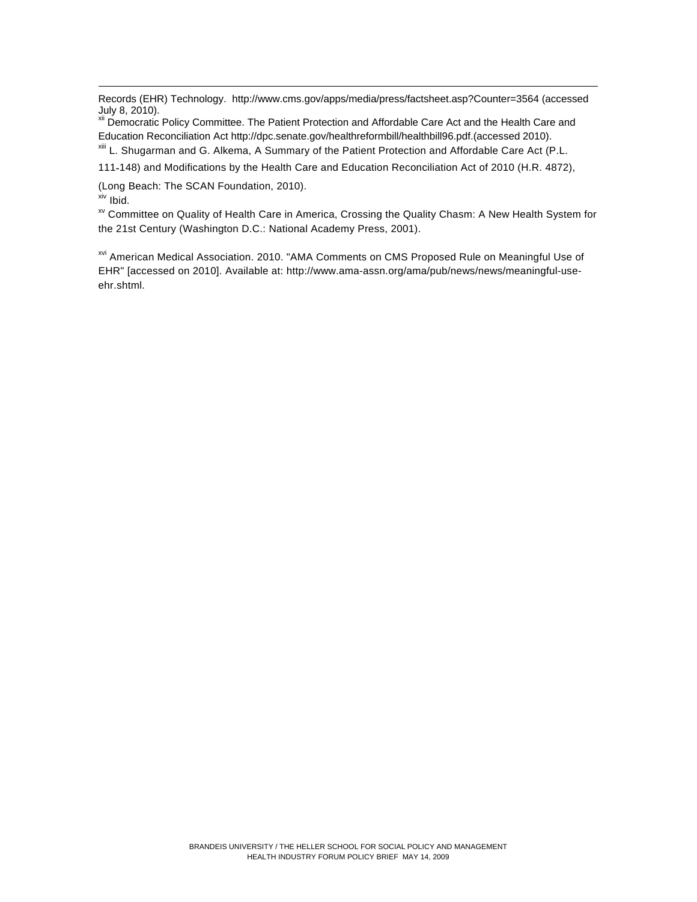Records (EHR) Technology. http://www.cms.gov/apps/media/press/factsheet.asp?Counter=3564 (accessed July 8, 2010).

[xii] Democratic Policy Committee. The Patient Protection and Affordable Care Act and the Health Care and Education Reconciliation Act http://dpc.senate.gov/healthreformbill/healthbill96.pdf.(accessed 2010).

[xiii] L. Shugarman and G. Alkema, A Summary of the Patient Protection and Affordable Care Act (P.L. 111-148) and Modifications by the Health Care and Education Reconciliation Act of 2010 (H.R. 4872), (Long Beach: The SCAN Foundation, 2010).

[xiv] Ibid.

[xv] Committee on Quality of Health Care in America, Crossing the Quality Chasm: A New Health System for the 21st Century (Washington D.C.: National Academy Press, 2001).

[xvi] American Medical Association. 2010. "AMA Comments on CMS Proposed Rule on Meaningful Use of EHR" [accessed on 2010]. Available at: http://www.ama-assn.org/ama/pub/news/news/meaningful-use-ehr.shtml.